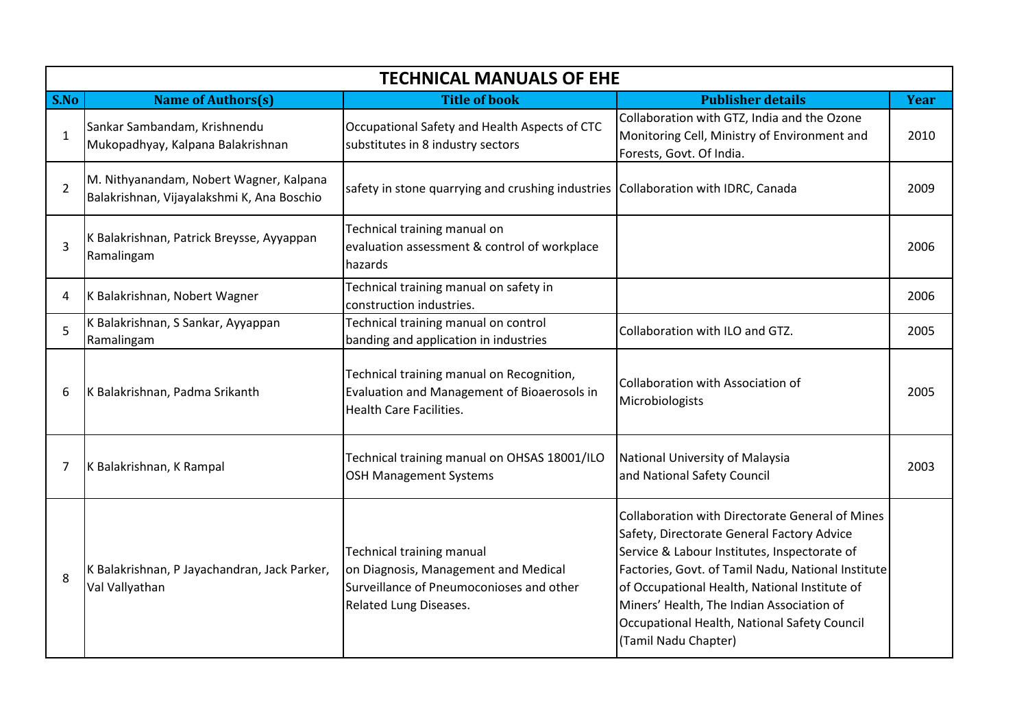# TECHNICAL MANUALS OF EHE

| S.No | Name of Authors(s) | Title of book | Publisher details | Year |
|---|---|---|---|---|
| 1 | Sankar Sambandam, Krishnendu Mukopadhyay, Kalpana Balakrishnan | Occupational Safety and Health Aspects of CTC substitutes in 8 industry sectors | Collaboration with GTZ, India and the Ozone Monitoring Cell, Ministry of Environment and Forests, Govt. Of India. | 2010 |
| 2 | M. Nithyanandam, Nobert Wagner, Kalpana Balakrishnan, Vijayalakshmi K, Ana Boschio | safety in stone quarrying and crushing industries | Collaboration with IDRC, Canada | 2009 |
| 3 | K Balakrishnan, Patrick Breysse, Ayyappan Ramalingam | Technical training manual on evaluation assessment & control of workplace hazards | | 2006 |
| 4 | K Balakrishnan, Nobert Wagner | Technical training manual on safety in construction industries. | | 2006 |
| 5 | K Balakrishnan, S Sankar, Ayyappan Ramalingam | Technical training manual on control banding and application in industries | Collaboration with ILO and GTZ. | 2005 |
| 6 | K Balakrishnan, Padma Srikanth | Technical training manual on Recognition, Evaluation and Management of Bioaerosols in Health Care Facilities. | Collaboration with Association of Microbiologists | 2005 |
| 7 | K Balakrishnan, K Rampal | Technical training manual on OHSAS 18001/ILO OSH Management Systems | National University of Malaysia and National Safety Council | 2003 |
| 8 | K Balakrishnan, P Jayachandran, Jack Parker, Val Vallyathan | Technical training manual on Diagnosis, Management and Medical Surveillance of Pneumoconioses and other Related Lung Diseases. | Collaboration with Directorate General of Mines Safety, Directorate General Factory Advice Service & Labour Institutes, Inspectorate of Factories, Govt. of Tamil Nadu, National Institute of Occupational Health, National Institute of Miners' Health, The Indian Association of Occupational Health, National Safety Council (Tamil Nadu Chapter) | |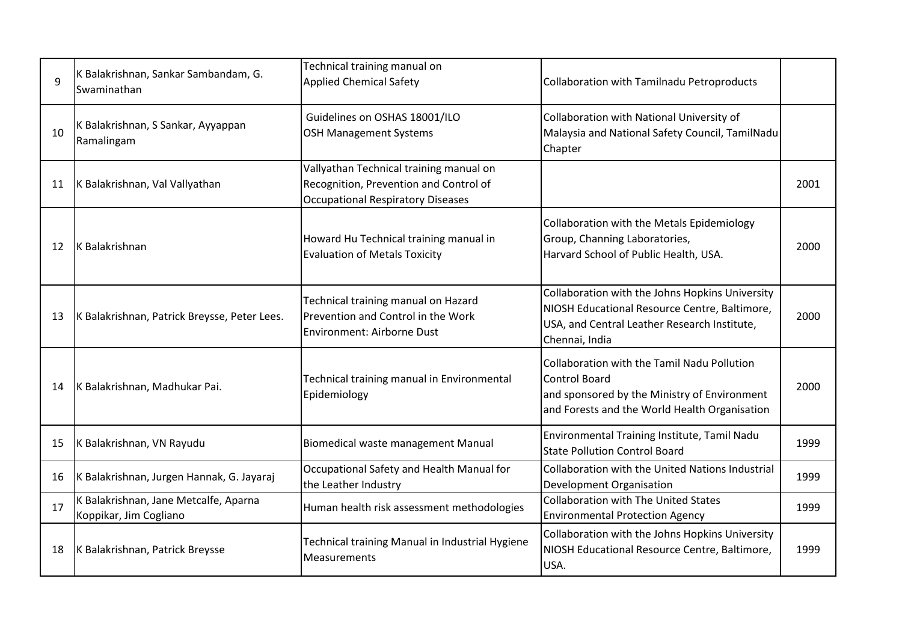| | | | | |
|---|---|---|---|---|
| 9 | K Balakrishnan, Sankar Sambandam, G. Swaminathan | Technical training manual on Applied Chemical Safety | Collaboration with Tamilnadu Petroproducts | |
| 10 | K Balakrishnan, S Sankar, Ayyappan Ramalingam | Guidelines on OSHAS 18001/ILO OSH Management Systems | Collaboration with National University of Malaysia and National Safety Council, TamilNadu Chapter | |
| 11 | K Balakrishnan, Val Vallyathan | Vallyathan Technical training manual on Recognition, Prevention and Control of Occupational Respiratory Diseases | | 2001 |
| 12 | K Balakrishnan | Howard Hu Technical training manual in Evaluation of Metals Toxicity | Collaboration with the Metals Epidemiology Group, Channing Laboratories, Harvard School of Public Health, USA. | 2000 |
| 13 | K Balakrishnan, Patrick Breysse, Peter Lees. | Technical training manual on Hazard Prevention and Control in the Work Environment: Airborne Dust | Collaboration with the Johns Hopkins University NIOSH Educational Resource Centre, Baltimore, USA, and Central Leather Research Institute, Chennai, India | 2000 |
| 14 | K Balakrishnan, Madhukar Pai. | Technical training manual in Environmental Epidemiology | Collaboration with the Tamil Nadu Pollution Control Board and sponsored by the Ministry of Environment and Forests and the World Health Organisation | 2000 |
| 15 | K Balakrishnan, VN Rayudu | Biomedical waste management Manual | Environmental Training Institute, Tamil Nadu State Pollution Control Board | 1999 |
| 16 | K Balakrishnan, Jurgen Hannak, G. Jayaraj | Occupational Safety and Health Manual for the Leather Industry | Collaboration with the United Nations Industrial Development Organisation | 1999 |
| 17 | K Balakrishnan, Jane Metcalfe, Aparna Koppikar, Jim Cogliano | Human health risk assessment methodologies | Collaboration with The United States Environmental Protection Agency | 1999 |
| 18 | K Balakrishnan, Patrick Breysse | Technical training Manual in Industrial Hygiene Measurements | Collaboration with the Johns Hopkins University NIOSH Educational Resource Centre, Baltimore, USA. | 1999 |